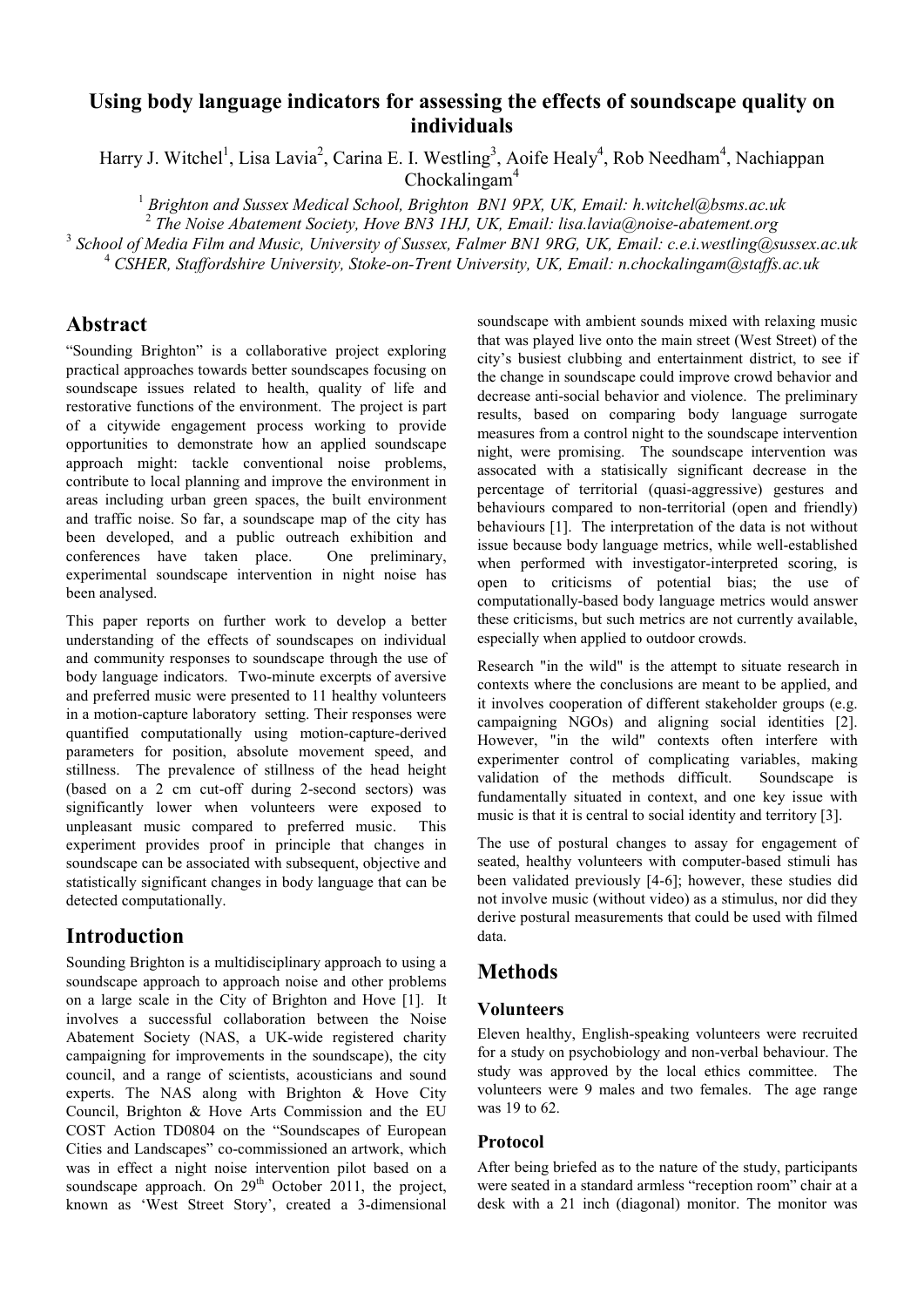# Using body language indicators for assessing the effects of soundscape quality on individuals

Harry J. Witchel[1], Lisa Lavia[2], Carina E. I. Westling[3], Aoife Healy[4], Rob Needham[4], Nachiappan Chockalingam[4]

[1] *Brighton and Sussex Medical School, Brighton BN1 9PX, UK, Email: h.witchel@bsms.ac.uk*
[2] *The Noise Abatement Society, Hove BN3 1HJ, UK, Email: lisa.lavia@noise-abatement.org*
[3] *School of Media Film and Music, University of Sussex, Falmer BN1 9RG, UK, Email: c.e.i.westling@sussex.ac.uk*
[4] *CSHER, Staffordshire University, Stoke-on-Trent University, UK, Email: n.chockalingam@staffs.ac.uk*

## Abstract

"Sounding Brighton" is a collaborative project exploring practical approaches towards better soundscapes focusing on soundscape issues related to health, quality of life and restorative functions of the environment. The project is part of a citywide engagement process working to provide opportunities to demonstrate how an applied soundscape approach might: tackle conventional noise problems, contribute to local planning and improve the environment in areas including urban green spaces, the built environment and traffic noise. So far, a soundscape map of the city has been developed, and a public outreach exhibition and conferences have taken place. One preliminary, experimental soundscape intervention in night noise has been analysed.

This paper reports on further work to develop a better understanding of the effects of soundscapes on individual and community responses to soundscape through the use of body language indicators. Two-minute excerpts of aversive and preferred music were presented to 11 healthy volunteers in a motion-capture laboratory setting. Their responses were quantified computationally using motion-capture-derived parameters for position, absolute movement speed, and stillness. The prevalence of stillness of the head height (based on a 2 cm cut-off during 2-second sectors) was significantly lower when volunteers were exposed to unpleasant music compared to preferred music. This experiment provides proof in principle that changes in soundscape can be associated with subsequent, objective and statistically significant changes in body language that can be detected computationally.

## Introduction

Sounding Brighton is a multidisciplinary approach to using a soundscape approach to approach noise and other problems on a large scale in the City of Brighton and Hove [1]. It involves a successful collaboration between the Noise Abatement Society (NAS, a UK-wide registered charity campaigning for improvements in the soundscape), the city council, and a range of scientists, acousticians and sound experts. The NAS along with Brighton & Hove City Council, Brighton & Hove Arts Commission and the EU COST Action TD0804 on the "Soundscapes of European Cities and Landscapes" co-commissioned an artwork, which was in effect a night noise intervention pilot based on a soundscape approach. On 29th October 2011, the project, known as 'West Street Story', created a 3-dimensional soundscape with ambient sounds mixed with relaxing music that was played live onto the main street (West Street) of the city's busiest clubbing and entertainment district, to see if the change in soundscape could improve crowd behavior and decrease anti-social behavior and violence. The preliminary results, based on comparing body language surrogate measures from a control night to the soundscape intervention night, were promising. The soundscape intervention was assocated with a statistically significant decrease in the percentage of territorial (quasi-aggressive) gestures and behaviours compared to non-territorial (open and friendly) behaviours [1]. The interpretation of the data is not without issue because body language metrics, while well-established when performed with investigator-interpreted scoring, is open to criticisms of potential bias; the use of computationally-based body language metrics would answer these criticisms, but such metrics are not currently available, especially when applied to outdoor crowds.

Research "in the wild" is the attempt to situate research in contexts where the conclusions are meant to be applied, and it involves cooperation of different stakeholder groups (e.g. campaigning NGOs) and aligning social identities [2]. However, "in the wild" contexts often interfere with experimenter control of complicating variables, making validation of the methods difficult. Soundscape is fundamentally situated in context, and one key issue with music is that it is central to social identity and territory [3].

The use of postural changes to assay for engagement of seated, healthy volunteers with computer-based stimuli has been validated previously [4-6]; however, these studies did not involve music (without video) as a stimulus, nor did they derive postural measurements that could be used with filmed data.

## Methods

### Volunteers

Eleven healthy, English-speaking volunteers were recruited for a study on psychobiology and non-verbal behaviour. The study was approved by the local ethics committee. The volunteers were 9 males and two females. The age range was 19 to 62.

### Protocol

After being briefed as to the nature of the study, participants were seated in a standard armless "reception room" chair at a desk with a 21 inch (diagonal) monitor. The monitor was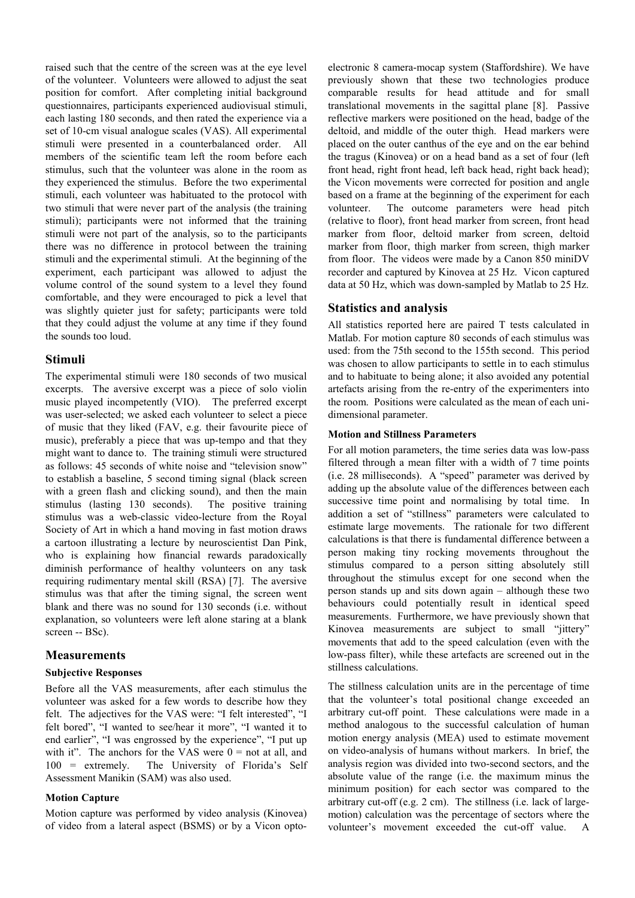raised such that the centre of the screen was at the eye level of the volunteer. Volunteers were allowed to adjust the seat position for comfort. After completing initial background questionnaires, participants experienced audiovisual stimuli, each lasting 180 seconds, and then rated the experience via a set of 10-cm visual analogue scales (VAS). All experimental stimuli were presented in a counterbalanced order. All members of the scientific team left the room before each stimulus, such that the volunteer was alone in the room as they experienced the stimulus. Before the two experimental stimuli, each volunteer was habituated to the protocol with two stimuli that were never part of the analysis (the training stimuli); participants were not informed that the training stimuli were not part of the analysis, so to the participants there was no difference in protocol between the training stimuli and the experimental stimuli. At the beginning of the experiment, each participant was allowed to adjust the volume control of the sound system to a level they found comfortable, and they were encouraged to pick a level that was slightly quieter just for safety; participants were told that they could adjust the volume at any time if they found the sounds too loud.

## Stimuli

The experimental stimuli were 180 seconds of two musical excerpts. The aversive excerpt was a piece of solo violin music played incompetently (VIO). The preferred excerpt was user-selected; we asked each volunteer to select a piece of music that they liked (FAV, e.g. their favourite piece of music), preferably a piece that was up-tempo and that they might want to dance to. The training stimuli were structured as follows: 45 seconds of white noise and "television snow" to establish a baseline, 5 second timing signal (black screen with a green flash and clicking sound), and then the main stimulus (lasting 130 seconds). The positive training stimulus was a web-classic video-lecture from the Royal Society of Art in which a hand moving in fast motion draws a cartoon illustrating a lecture by neuroscientist Dan Pink, who is explaining how financial rewards paradoxically diminish performance of healthy volunteers on any task requiring rudimentary mental skill (RSA) [7]. The aversive stimulus was that after the timing signal, the screen went blank and there was no sound for 130 seconds (i.e. without explanation, so volunteers were left alone staring at a blank screen -- BSc).

## Measurements

### Subjective Responses

Before all the VAS measurements, after each stimulus the volunteer was asked for a few words to describe how they felt. The adjectives for the VAS were: "I felt interested", "I felt bored", "I wanted to see/hear it more", "I wanted it to end earlier", "I was engrossed by the experience", "I put up with it". The anchors for the VAS were 0 = not at all, and 100 = extremely. The University of Florida's Self Assessment Manikin (SAM) was also used.

### Motion Capture

Motion capture was performed by video analysis (Kinovea) of video from a lateral aspect (BSMS) or by a Vicon opto-electronic 8 camera-mocap system (Staffordshire). We have previously shown that these two technologies produce comparable results for head attitude and for small translational movements in the sagittal plane [8]. Passive reflective markers were positioned on the head, badge of the deltoid, and middle of the outer thigh. Head markers were placed on the outer canthus of the eye and on the ear behind the tragus (Kinovea) or on a head band as a set of four (left front head, right front head, left back head, right back head); the Vicon movements were corrected for position and angle based on a frame at the beginning of the experiment for each volunteer. The outcome parameters were head pitch (relative to floor), front head marker from screen, front head marker from floor, deltoid marker from screen, deltoid marker from floor, thigh marker from screen, thigh marker from floor. The videos were made by a Canon 850 miniDV recorder and captured by Kinovea at 25 Hz. Vicon captured data at 50 Hz, which was down-sampled by Matlab to 25 Hz.

## Statistics and analysis

All statistics reported here are paired T tests calculated in Matlab. For motion capture 80 seconds of each stimulus was used: from the 75th second to the 155th second. This period was chosen to allow participants to settle in to each stimulus and to habituate to being alone; it also avoided any potential artefacts arising from the re-entry of the experimenters into the room. Positions were calculated as the mean of each uni-dimensional parameter.

### Motion and Stillness Parameters

For all motion parameters, the time series data was low-pass filtered through a mean filter with a width of 7 time points (i.e. 28 milliseconds). A "speed" parameter was derived by adding up the absolute value of the differences between each successive time point and normalising by total time. In addition a set of "stillness" parameters were calculated to estimate large movements. The rationale for two different calculations is that there is fundamental difference between a person making tiny rocking movements throughout the stimulus compared to a person sitting absolutely still throughout the stimulus except for one second when the person stands up and sits down again – although these two behaviours could potentially result in identical speed measurements. Furthermore, we have previously shown that Kinovea measurements are subject to small "jittery" movements that add to the speed calculation (even with the low-pass filter), while these artefacts are screened out in the stillness calculations.

The stillness calculation units are in the percentage of time that the volunteer's total positional change exceeded an arbitrary cut-off point. These calculations were made in a method analogous to the successful calculation of human motion energy analysis (MEA) used to estimate movement on video-analysis of humans without markers. In brief, the analysis region was divided into two-second sectors, and the absolute value of the range (i.e. the maximum minus the minimum position) for each sector was compared to the arbitrary cut-off (e.g. 2 cm). The stillness (i.e. lack of large-motion) calculation was the percentage of sectors where the volunteer's movement exceeded the cut-off value. A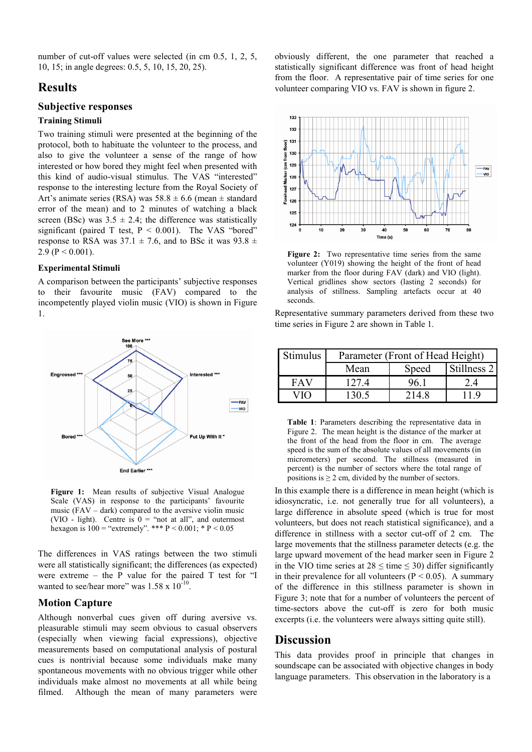number of cut-off values were selected (in cm 0.5, 1, 2, 5, 10, 15; in angle degrees: 0.5, 5, 10, 15, 20, 25).

## Results

### Subjective responses

#### Training Stimuli

Two training stimuli were presented at the beginning of the protocol, both to habituate the volunteer to the process, and also to give the volunteer a sense of the range of how interested or how bored they might feel when presented with this kind of audio-visual stimulus. The VAS "interested" response to the interesting lecture from the Royal Society of Art's animate series (RSA) was 58.8 ± 6.6 (mean ± standard error of the mean) and to 2 minutes of watching a black screen (BsC) was 3.5 ± 2.4; the difference was statistically significant (paired T test, $P < 0.001$). The VAS "bored" response to RSA was 37.1 ± 7.6, and to BsC it was 93.8 ± 2.9 ($P < 0.001$).

#### Experimental Stimuli

A comparison between the participants' subjective responses to their favourite music (FAV) compared to the incompetently played violin music (VIO) is shown in Figure 1.

**Figure 1:** Mean results of subjective Visual Analogue Scale (VAS) in response to the participants' favourite music (FAV – dark) compared to the aversive violin music (VIO - light). Centre is 0 = "not at all", and outermost hexagon is 100 = "extremely". *** $P < 0.001$; * $P < 0.05$

The differences in VAS ratings between the two stimuli were all statistically significant; the differences (as expected) were extreme – the P value for the paired T test for "I wanted to see/hear more" was $1.58 \times 10^{-10}$.

### Motion Capture

Although nonverbal cues given off during aversive vs. pleasurable stimuli may seem obvious to casual observers (especially when viewing facial expressions), objective measurements based on computational analysis of postural cues is nontrivial because some individuals make many spontaneous movements with no obvious trigger while other individuals make almost no movements at all while being filmed. Although the mean of many parameters were obviously different, the one parameter that reached a statistically significant difference was front of head height from the floor. A representative pair of time series for one volunteer comparing VIO vs. FAV is shown in figure 2.

**Figure 2:** Two representative time series from the same volunteer (Y019) showing the height of the front of head marker from the floor during FAV (dark) and VIO (light). Vertical gridlines show sectors (lasting 2 seconds) for analysis of stillness. Sampling artefacts occur at 40 seconds.

Representative summary parameters derived from these two time series in Figure 2 are shown in Table 1.

| Stimulus | Parameter (Front of Head Height) | | |
|---|---|---|---|
| | Mean | Speed | Stillness 2 |
| FAV | 127.4 | 96.1 | 2.4 |
| VIO | 130.5 | 214.8 | 11.9 |

**Table 1**: Parameters describing the representative data in Figure 2. The mean height is the distance of the marker at the front of the head from the floor in cm. The average speed is the sum of the absolute values of all movements (in micrometers) per second. The stillness (measured in percent) is the number of sectors where the total range of positions is ≥ 2 cm, divided by the number of sectors.

In this example there is a difference in mean height (which is idiosyncratic, i.e. not generally true for all volunteers), a large difference in absolute speed (which is true for most volunteers, but does not reach statistical significance), and a difference in stillness with a sector cut-off of 2 cm. The large movements that the stillness parameter detects (e.g. the large upward movement of the head marker seen in Figure 2 in the VIO time series at 28 ≤ time ≤ 30) differ significantly in their prevalence for all volunteers ($P < 0.05$). A summary of the difference in this stillness parameter is shown in Figure 3; note that for a number of volunteers the percent of time-sectors above the cut-off is zero for both music excerpts (i.e. the volunteers were always sitting quite still).

## Discussion

This data provides proof in principle that changes in soundscape can be associated with objective changes in body language parameters. This observation in the laboratory is a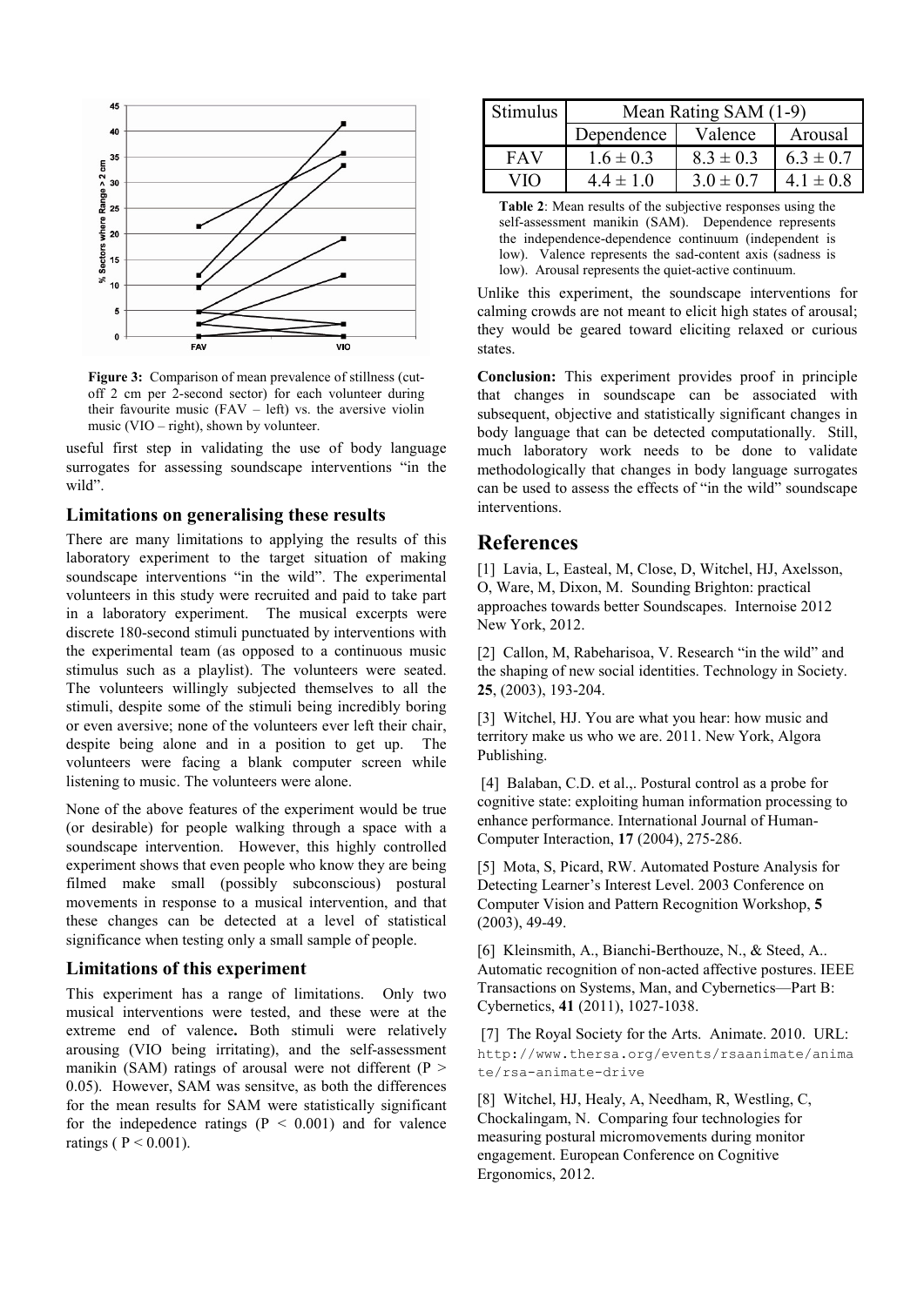45
40
35
30
25
20
15
10
5
0
% Sectors where Range > 2 cm
FAV
VIO

**Figure 3:** Comparison of mean prevalence of stillness (cut-off 2 cm per 2-second sector) for each volunteer during their favourite music (FAV – left) vs. the aversive violin music (VIO – right), shown by volunteer.

useful first step in validating the use of body language surrogates for assessing soundscape interventions "in the wild".

## Limitations on generalising these results

There are many limitations to applying the results of this laboratory experiment to the target situation of making soundscape interventions "in the wild". The experimental volunteers in this study were recruited and paid to take part in a laboratory experiment. The musical excerpts were discrete 180-second stimuli punctuated by interventions with the experimental team (as opposed to a continuous music stimulus such as a playlist). The volunteers were seated. The volunteers willingly subjected themselves to all the stimuli, despite some of the stimuli being incredibly boring or even aversive; none of the volunteers ever left their chair, despite being alone and in a position to get up. The volunteers were facing a blank computer screen while listening to music. The volunteers were alone.

None of the above features of the experiment would be true (or desirable) for people walking through a space with a soundscape intervention. However, this highly controlled experiment shows that even people who know they are being filmed make small (possibly subconscious) postural movements in response to a musical intervention, and that these changes can be detected at a level of statistical significance when testing only a small sample of people.

## Limitations of this experiment

This experiment has a range of limitations. Only two musical interventions were tested, and these were at the extreme end of valence**.** Both stimuli were relatively arousing (VIO being irritating), and the self-assessment manikin (SAM) ratings of arousal were not different ($P > 0.05$). However, SAM was sensitve, as both the differences for the mean results for SAM were statistically significant for the indepedence ratings ($P < 0.001$) and for valence ratings ( $P < 0.001$).

| Stimulus | Mean Rating SAM (1-9) | | |
|---|---|---|---|
| | Dependence | Valence | Arousal |
| FAV | 1.6 ± 0.3 | 8.3 ± 0.3 | 6.3 ± 0.7 |
| VIO | 4.4 ± 1.0 | 3.0 ± 0.7 | 4.1 ± 0.8 |

**Table 2**: Mean results of the subjective responses using the self-assessment manikin (SAM). Dependence represents the independence-dependence continuum (independent is low). Valence represents the sad-content axis (sadness is low). Arousal represents the quiet-active continuum.

Unlike this experiment, the soundscape interventions for calming crowds are not meant to elicit high states of arousal; they would be geared toward eliciting relaxed or curious states.

**Conclusion:** This experiment provides proof in principle that changes in soundscape can be associated with subsequent, objective and statistically significant changes in body language that can be detected computationally. Still, much laboratory work needs to be done to validate methodologically that changes in body language surrogates can be used to assess the effects of "in the wild" soundscape interventions.

# References

[1] Lavia, L, Easteal, M, Close, D, Witchel, HJ, Axelsson, O, Ware, M, Dixon, M. Sounding Brighton: practical approaches towards better Soundscapes. Internoise 2012 New York, 2012.

[2] Callon, M, Rabeharisoa, V. Research "in the wild" and the shaping of new social identities. Technology in Society. **25**, (2003), 193-204.

[3] Witchel, HJ. You are what you hear: how music and territory make us who we are. 2011. New York, Algora Publishing.

[4] Balaban, C.D. et al.,. Postural control as a probe for cognitive state: exploiting human information processing to enhance performance. International Journal of Human-Computer Interaction, **17** (2004), 275-286.

[5] Mota, S, Picard, RW. Automated Posture Analysis for Detecting Learner's Interest Level. 2003 Conference on Computer Vision and Pattern Recognition Workshop, **5** (2003), 49-49.

[6] Kleinsmith, A., Bianchi-Berthouze, N., & Steed, A.. Automatic recognition of non-acted affective postures. IEEE Transactions on Systems, Man, and Cybernetics—Part B: Cybernetics, **41** (2011), 1027-1038.

[7] The Royal Society for the Arts. Animate. 2010. URL: http://www.thersa.org/events/rsaanimate/animate/rsa-animate-drive

[8] Witchel, HJ, Healy, A, Needham, R, Westling, C, Chockalingam, N. Comparing four technologies for measuring postural micromovements during monitor engagement. European Conference on Cognitive Ergonomics, 2012.